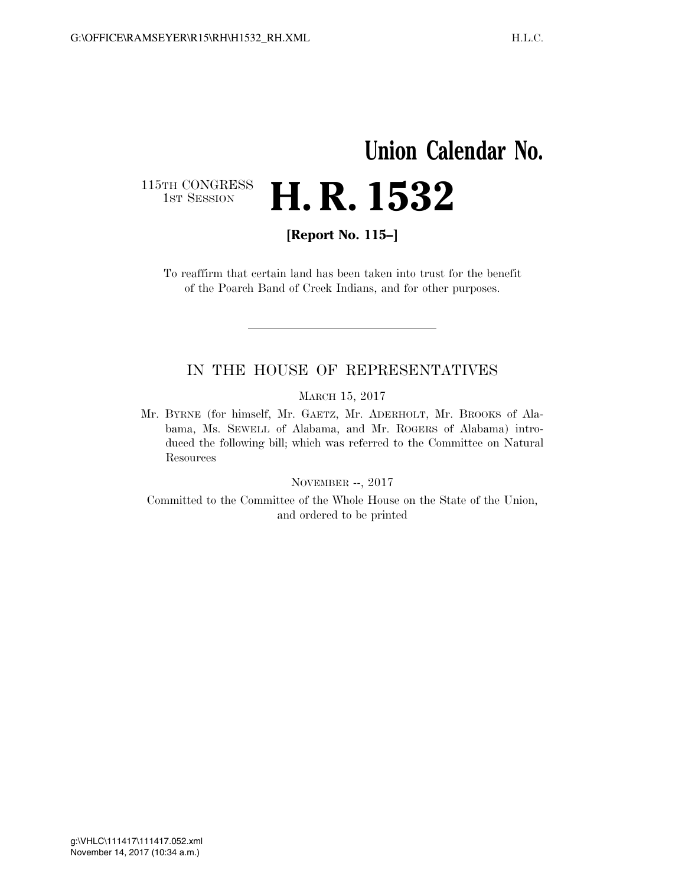# Union Calendar No.

115TH CONGRESS
1ST SESSION

# H. R. 1532

**[Report No. 115–]**

To reaffirm that certain land has been taken into trust for the benefit of the Poarch Band of Creek Indians, and for other purposes.

---

## IN THE HOUSE OF REPRESENTATIVES

MARCH 15, 2017

Mr. BYRNE (for himself, Mr. GAETZ, Mr. ADERHOLT, Mr. BROOKS of Alabama, Ms. SEWELL of Alabama, and Mr. ROGERS of Alabama) introduced the following bill; which was referred to the Committee on Natural Resources

NOVEMBER --, 2017

Committed to the Committee of the Whole House on the State of the Union, and ordered to be printed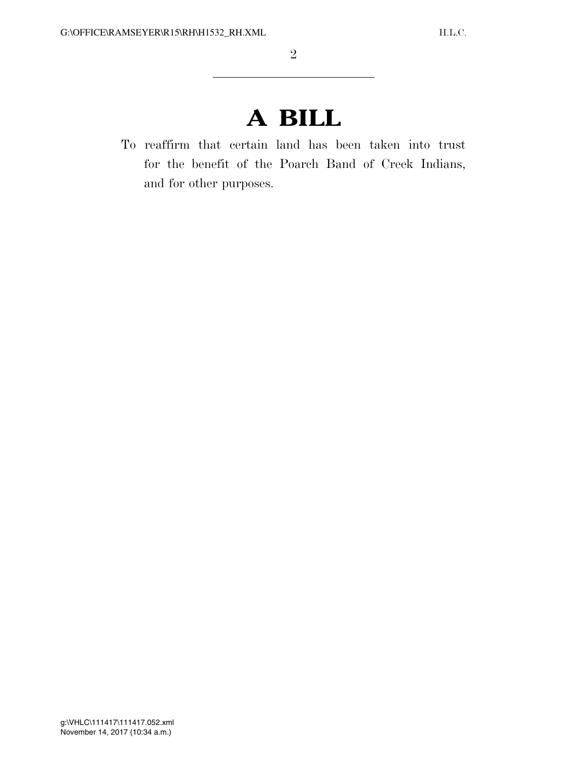# A BILL

To reaffirm that certain land has been taken into trust for the benefit of the Poarch Band of Creek Indians, and for other purposes.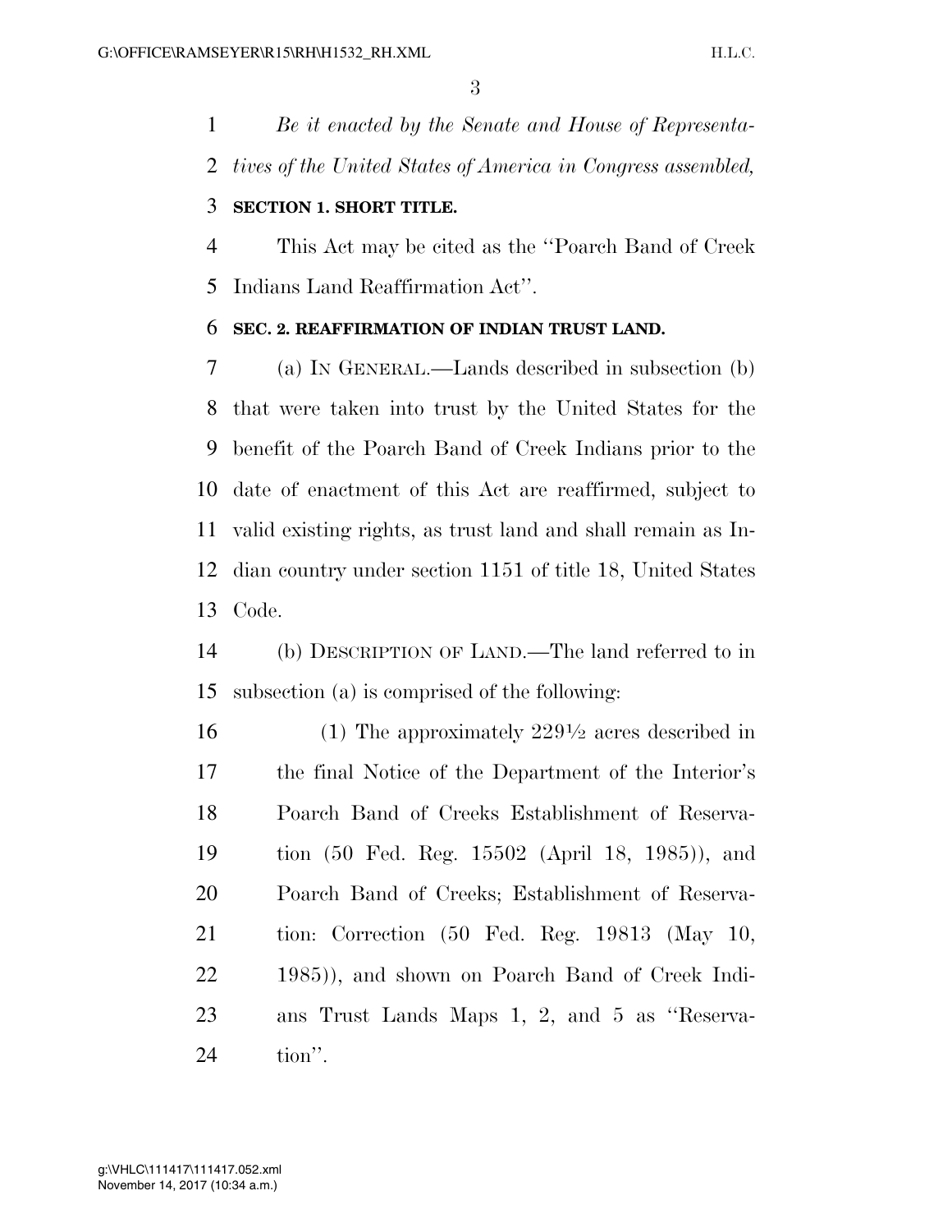*Be it enacted by the Senate and House of Representatives of the United States of America in Congress assembled,*

**SECTION 1. SHORT TITLE.**

This Act may be cited as the ''Poarch Band of Creek Indians Land Reaffirmation Act''.

**SEC. 2. REAFFIRMATION OF INDIAN TRUST LAND.**

(a) IN GENERAL.—Lands described in subsection (b) that were taken into trust by the United States for the benefit of the Poarch Band of Creek Indians prior to the date of enactment of this Act are reaffirmed, subject to valid existing rights, as trust land and shall remain as Indian country under section 1151 of title 18, United States Code.

(b) DESCRIPTION OF LAND.—The land referred to in subsection (a) is comprised of the following:

(1) The approximately 229½ acres described in the final Notice of the Department of the Interior's Poarch Band of Creeks Establishment of Reservation (50 Fed. Reg. 15502 (April 18, 1985)), and Poarch Band of Creeks; Establishment of Reservation: Correction (50 Fed. Reg. 19813 (May 10, 1985)), and shown on Poarch Band of Creek Indians Trust Lands Maps 1, 2, and 5 as ''Reservation''.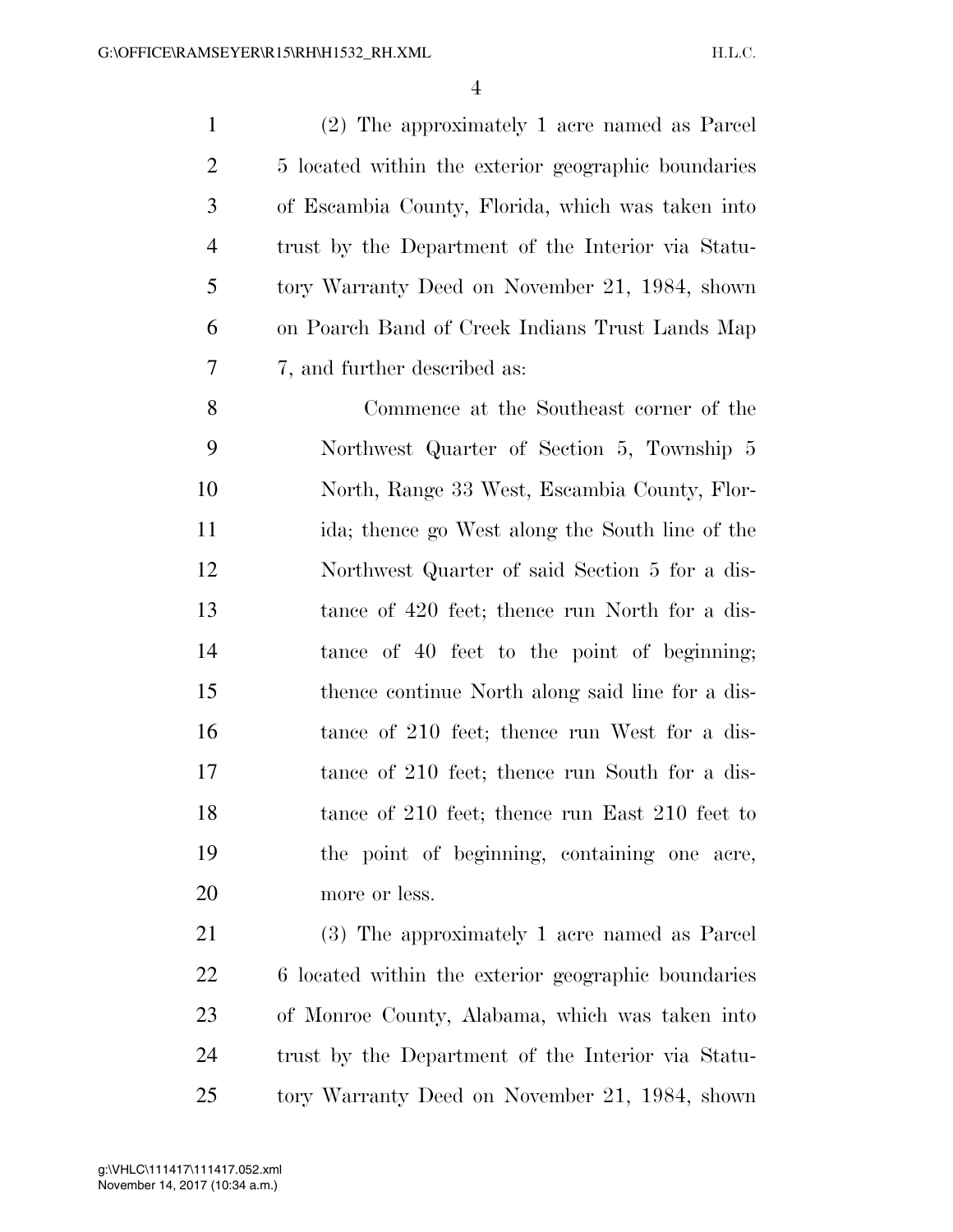(2) The approximately 1 acre named as Parcel 5 located within the exterior geographic boundaries of Escambia County, Florida, which was taken into trust by the Department of the Interior via Statutory Warranty Deed on November 21, 1984, shown on Poarch Band of Creek Indians Trust Lands Map 7, and further described as:

> Commence at the Southeast corner of the Northwest Quarter of Section 5, Township 5 North, Range 33 West, Escambia County, Florida; thence go West along the South line of the Northwest Quarter of said Section 5 for a distance of 420 feet; thence run North for a distance of 40 feet to the point of beginning; thence continue North along said line for a distance of 210 feet; thence run West for a distance of 210 feet; thence run South for a distance of 210 feet; thence run East 210 feet to the point of beginning, containing one acre, more or less.

(3) The approximately 1 acre named as Parcel 6 located within the exterior geographic boundaries of Monroe County, Alabama, which was taken into trust by the Department of the Interior via Statutory Warranty Deed on November 21, 1984, shown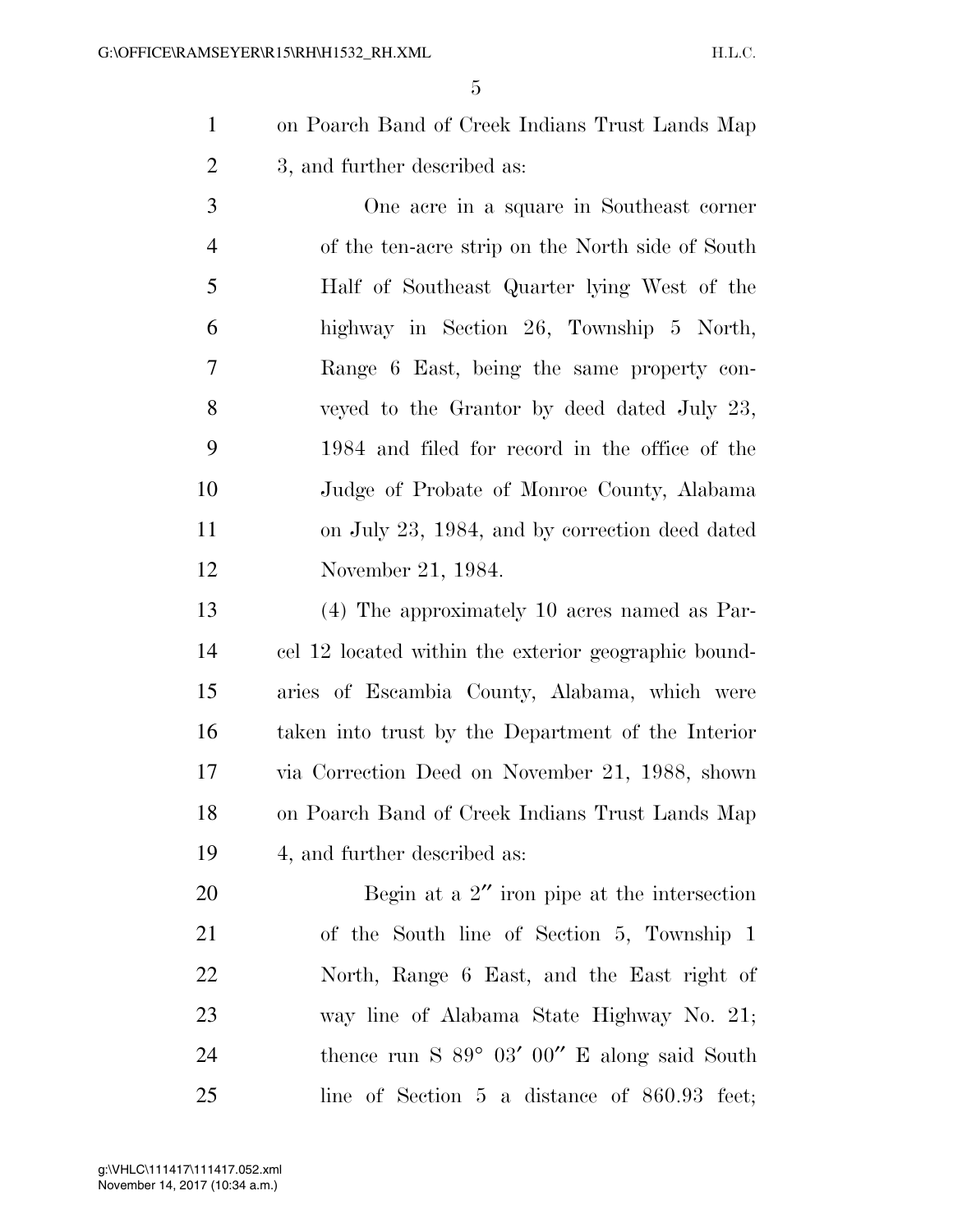on Poarch Band of Creek Indians Trust Lands Map 3, and further described as:

One acre in a square in Southeast corner of the ten-acre strip on the North side of South Half of Southeast Quarter lying West of the highway in Section 26, Township 5 North, Range 6 East, being the same property conveyed to the Grantor by deed dated July 23, 1984 and filed for record in the office of the Judge of Probate of Monroe County, Alabama on July 23, 1984, and by correction deed dated November 21, 1984.

(4) The approximately 10 acres named as Parcel 12 located within the exterior geographic boundaries of Escambia County, Alabama, which were taken into trust by the Department of the Interior via Correction Deed on November 21, 1988, shown on Poarch Band of Creek Indians Trust Lands Map 4, and further described as:

Begin at a 2″ iron pipe at the intersection of the South line of Section 5, Township 1 North, Range 6 East, and the East right of way line of Alabama State Highway No. 21; thence run S 89° 03′ 00″ E along said South line of Section 5 a distance of 860.93 feet;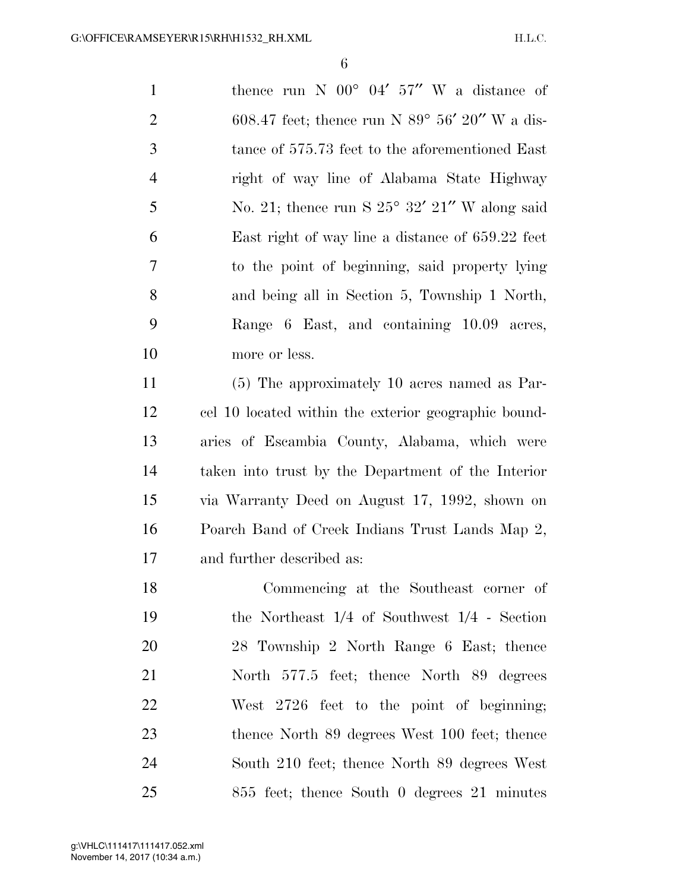thence run N 00° 04′ 57″ W a distance of 608.47 feet; thence run N 89° 56′ 20″ W a distance of 575.73 feet to the aforementioned East right of way line of Alabama State Highway No. 21; thence run S 25° 32′ 21″ W along said East right of way line a distance of 659.22 feet to the point of beginning, said property lying and being all in Section 5, Township 1 North, Range 6 East, and containing 10.09 acres, more or less.

(5) The approximately 10 acres named as Parcel 10 located within the exterior geographic boundaries of Escambia County, Alabama, which were taken into trust by the Department of the Interior via Warranty Deed on August 17, 1992, shown on Poarch Band of Creek Indians Trust Lands Map 2, and further described as:

Commencing at the Southeast corner of the Northeast 1/4 of Southwest 1/4 - Section 28 Township 2 North Range 6 East; thence North 577.5 feet; thence North 89 degrees West 2726 feet to the point of beginning; thence North 89 degrees West 100 feet; thence South 210 feet; thence North 89 degrees West 855 feet; thence South 0 degrees 21 minutes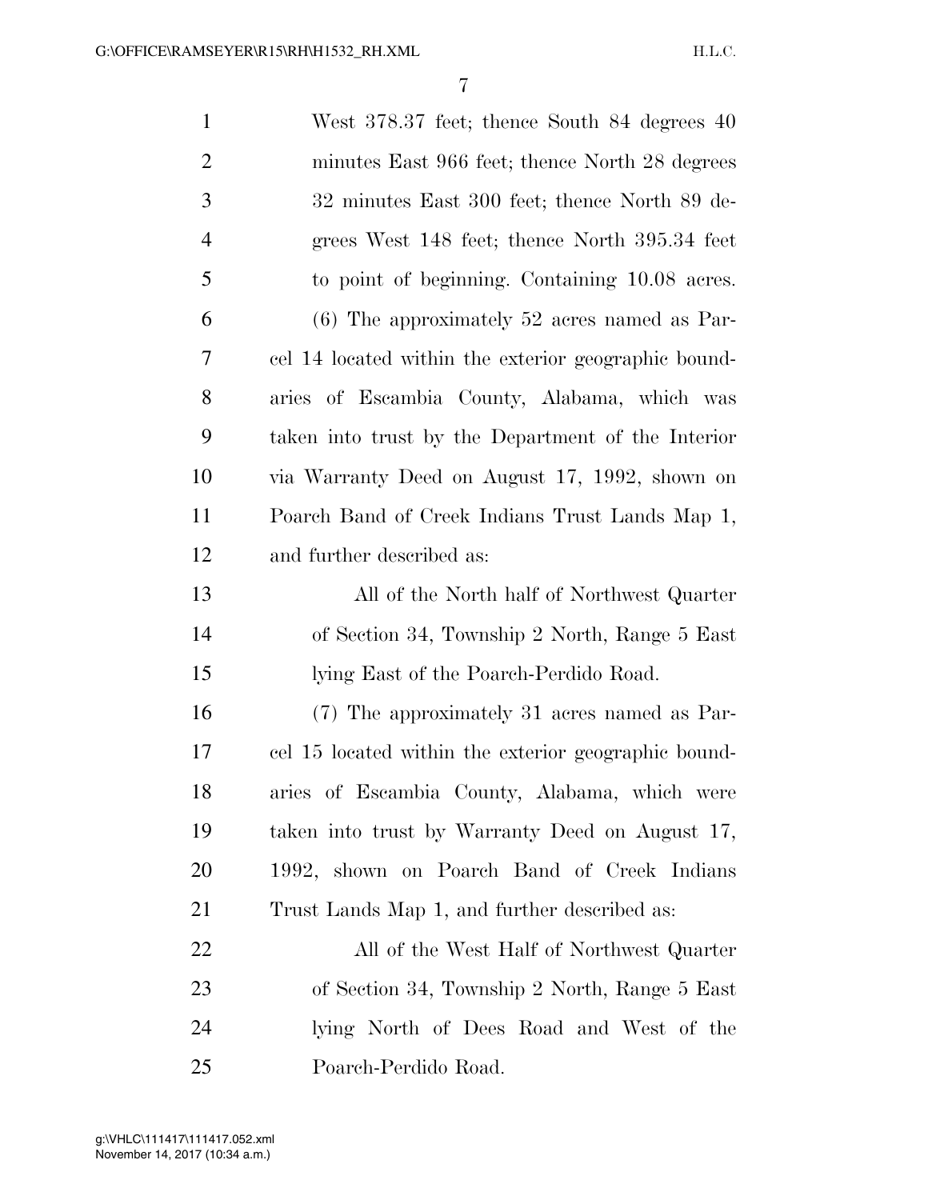West 378.37 feet; thence South 84 degrees 40 minutes East 966 feet; thence North 28 degrees 32 minutes East 300 feet; thence North 89 degrees West 148 feet; thence North 395.34 feet to point of beginning. Containing 10.08 acres.

(6) The approximately 52 acres named as Parcel 14 located within the exterior geographic boundaries of Escambia County, Alabama, which was taken into trust by the Department of the Interior via Warranty Deed on August 17, 1992, shown on Poarch Band of Creek Indians Trust Lands Map 1, and further described as:

All of the North half of Northwest Quarter of Section 34, Township 2 North, Range 5 East lying East of the Poarch-Perdido Road.

(7) The approximately 31 acres named as Parcel 15 located within the exterior geographic boundaries of Escambia County, Alabama, which were taken into trust by Warranty Deed on August 17, 1992, shown on Poarch Band of Creek Indians Trust Lands Map 1, and further described as:

All of the West Half of Northwest Quarter of Section 34, Township 2 North, Range 5 East lying North of Dees Road and West of the Poarch-Perdido Road.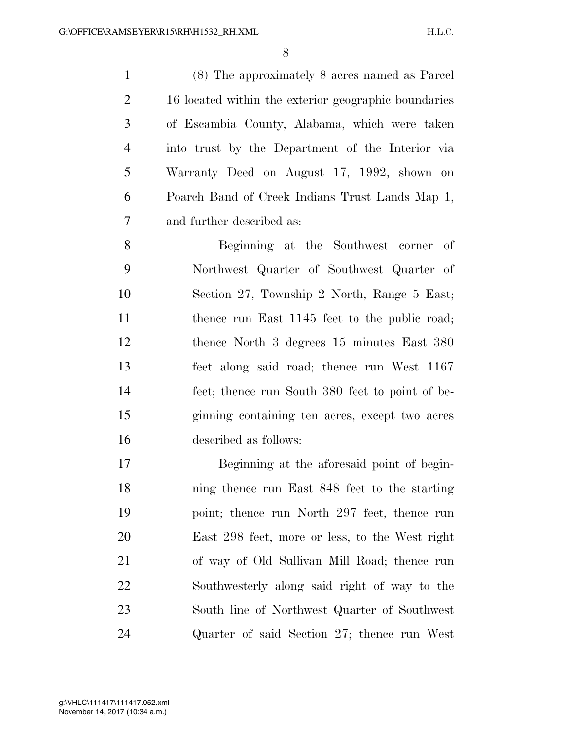(8) The approximately 8 acres named as Parcel 16 located within the exterior geographic boundaries of Escambia County, Alabama, which were taken into trust by the Department of the Interior via Warranty Deed on August 17, 1992, shown on Poarch Band of Creek Indians Trust Lands Map 1, and further described as:

> Beginning at the Southwest corner of Northwest Quarter of Southwest Quarter of Section 27, Township 2 North, Range 5 East; thence run East 1145 feet to the public road; thence North 3 degrees 15 minutes East 380 feet along said road; thence run West 1167 feet; thence run South 380 feet to point of beginning containing ten acres, except two acres described as follows:
>
> Beginning at the aforesaid point of beginning thence run East 848 feet to the starting point; thence run North 297 feet, thence run East 298 feet, more or less, to the West right of way of Old Sullivan Mill Road; thence run Southwesterly along said right of way to the South line of Northwest Quarter of Southwest Quarter of said Section 27; thence run West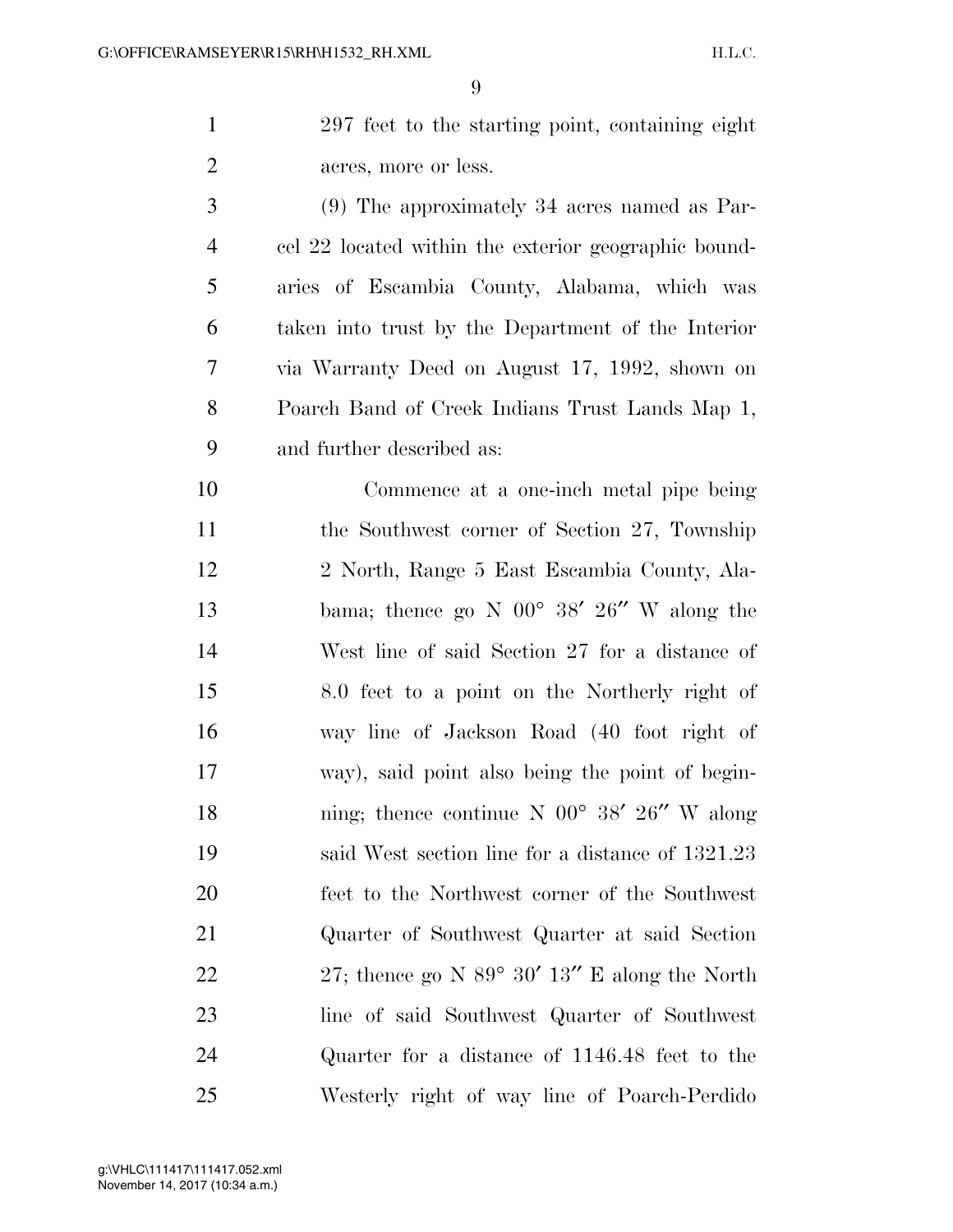297 feet to the starting point, containing eight acres, more or less.

(9) The approximately 34 acres named as Parcel 22 located within the exterior geographic boundaries of Escambia County, Alabama, which was taken into trust by the Department of the Interior via Warranty Deed on August 17, 1992, shown on Poarch Band of Creek Indians Trust Lands Map 1, and further described as:

Commence at a one-inch metal pipe being the Southwest corner of Section 27, Township 2 North, Range 5 East Escambia County, Alabama; thence go N 00° 38′ 26″ W along the West line of said Section 27 for a distance of 8.0 feet to a point on the Northerly right of way line of Jackson Road (40 foot right of way), said point also being the point of beginning; thence continue N 00° 38′ 26″ W along said West section line for a distance of 1321.23 feet to the Northwest corner of the Southwest Quarter of Southwest Quarter at said Section 27; thence go N 89° 30′ 13″ E along the North line of said Southwest Quarter of Southwest Quarter for a distance of 1146.48 feet to the Westerly right of way line of Poarch-Perdido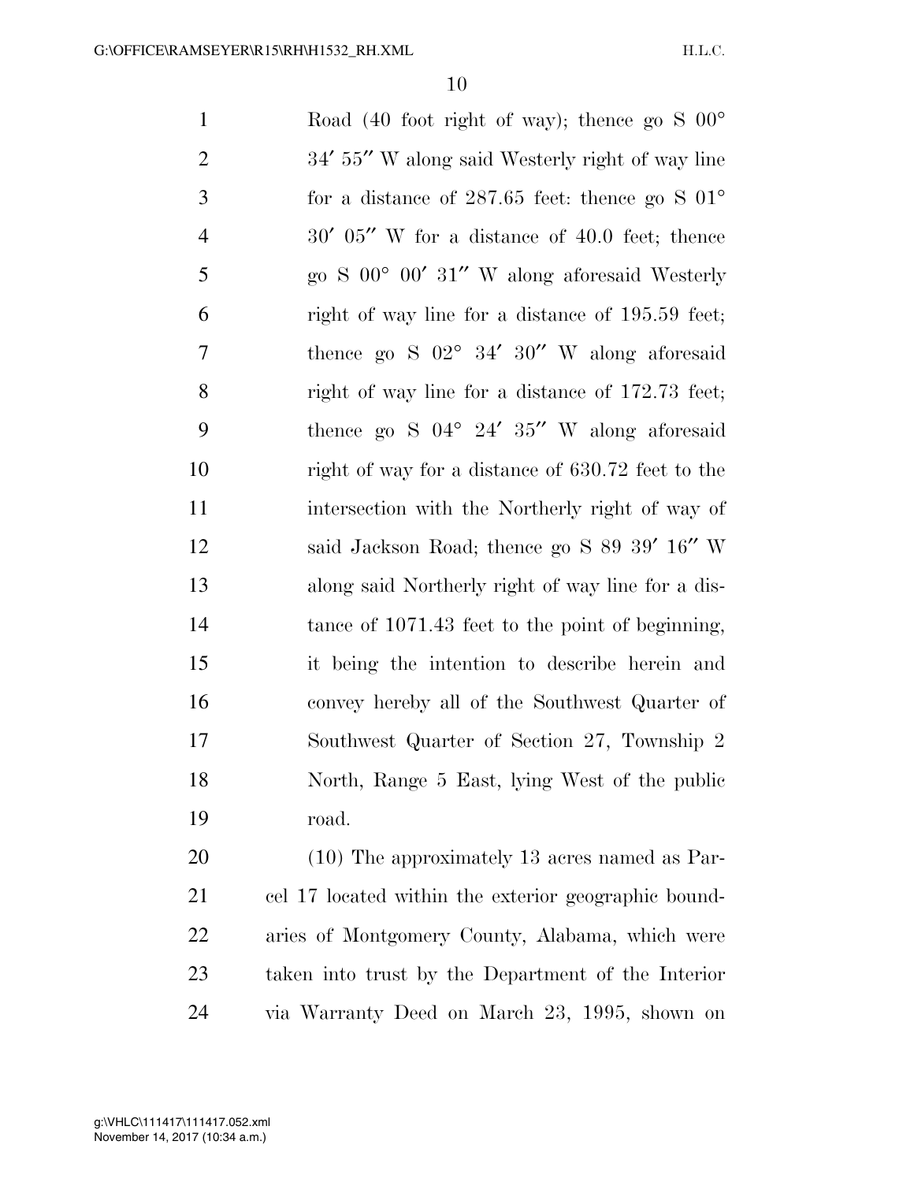Road (40 foot right of way); thence go S 00° 34′ 55″ W along said Westerly right of way line for a distance of 287.65 feet: thence go S 01° 30′ 05″ W for a distance of 40.0 feet; thence go S 00° 00′ 31″ W along aforesaid Westerly right of way line for a distance of 195.59 feet; thence go S 02° 34′ 30″ W along aforesaid right of way line for a distance of 172.73 feet; thence go S 04° 24′ 35″ W along aforesaid right of way for a distance of 630.72 feet to the intersection with the Northerly right of way of said Jackson Road; thence go S 89 39′ 16″ W along said Northerly right of way line for a distance of 1071.43 feet to the point of beginning, it being the intention to describe herein and convey hereby all of the Southwest Quarter of Southwest Quarter of Section 27, Township 2 North, Range 5 East, lying West of the public road.

(10) The approximately 13 acres named as Parcel 17 located within the exterior geographic boundaries of Montgomery County, Alabama, which were taken into trust by the Department of the Interior via Warranty Deed on March 23, 1995, shown on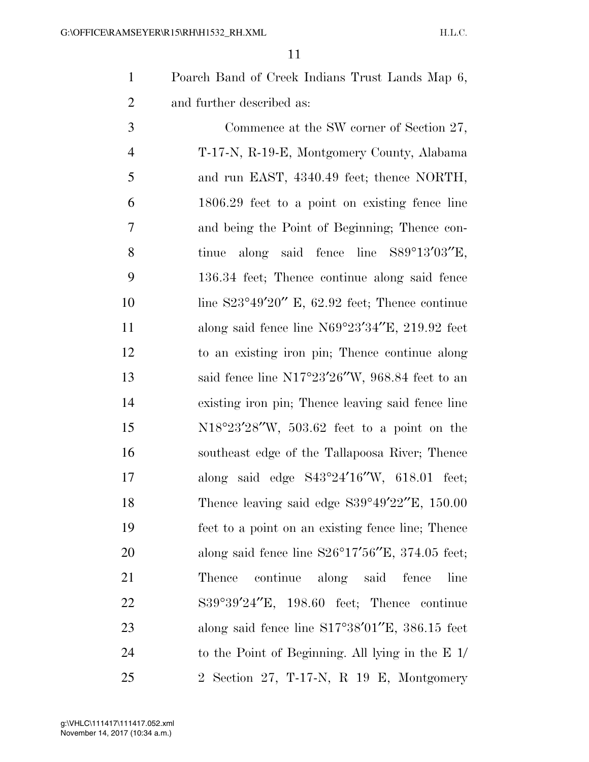Poarch Band of Creek Indians Trust Lands Map 6, and further described as:

Commence at the SW corner of Section 27, T-17-N, R-19-E, Montgomery County, Alabama and run EAST, 4340.49 feet; thence NORTH, 1806.29 feet to a point on existing fence line and being the Point of Beginning; Thence continue along said fence line S89°13′03″E, 136.34 feet; Thence continue along said fence line S23°49′20″ E, 62.92 feet; Thence continue along said fence line N69°23′34″E, 219.92 feet to an existing iron pin; Thence continue along said fence line N17°23′26″W, 968.84 feet to an existing iron pin; Thence leaving said fence line N18°23′28″W, 503.62 feet to a point on the southeast edge of the Tallapoosa River; Thence along said edge S43°24′16″W, 618.01 feet; Thence leaving said edge S39°49′22″E, 150.00 feet to a point on an existing fence line; Thence along said fence line S26°17′56″E, 374.05 feet; Thence continue along said fence line S39°39′24″E, 198.60 feet; Thence continue along said fence line S17°38′01″E, 386.15 feet to the Point of Beginning. All lying in the E 1/2 Section 27, T-17-N, R 19 E, Montgomery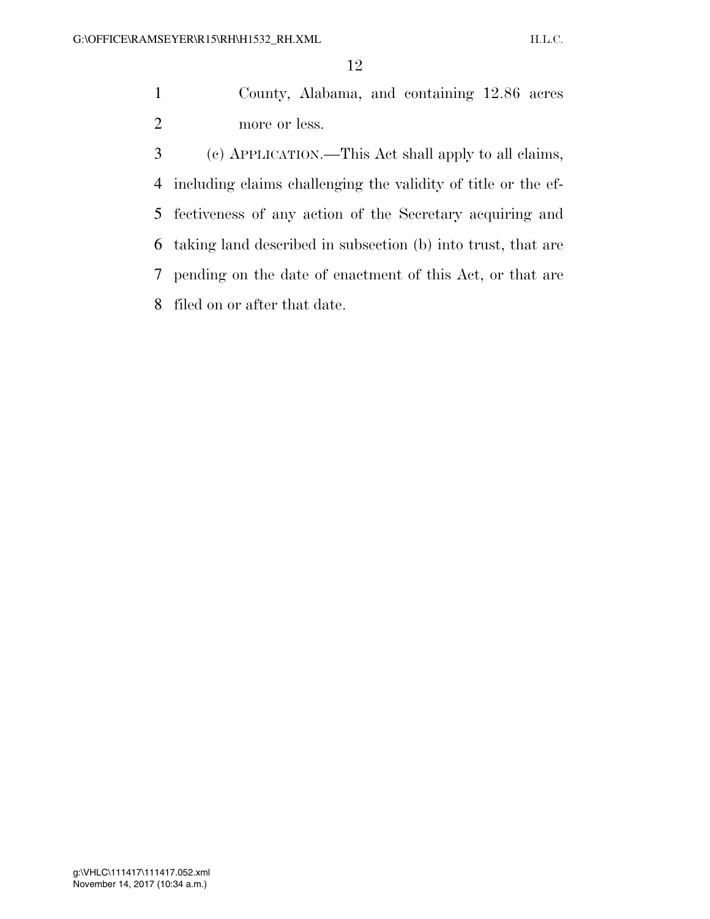County, Alabama, and containing 12.86 acres more or less.

(c) APPLICATION.—This Act shall apply to all claims, including claims challenging the validity of title or the effectiveness of any action of the Secretary acquiring and taking land described in subsection (b) into trust, that are pending on the date of enactment of this Act, or that are filed on or after that date.